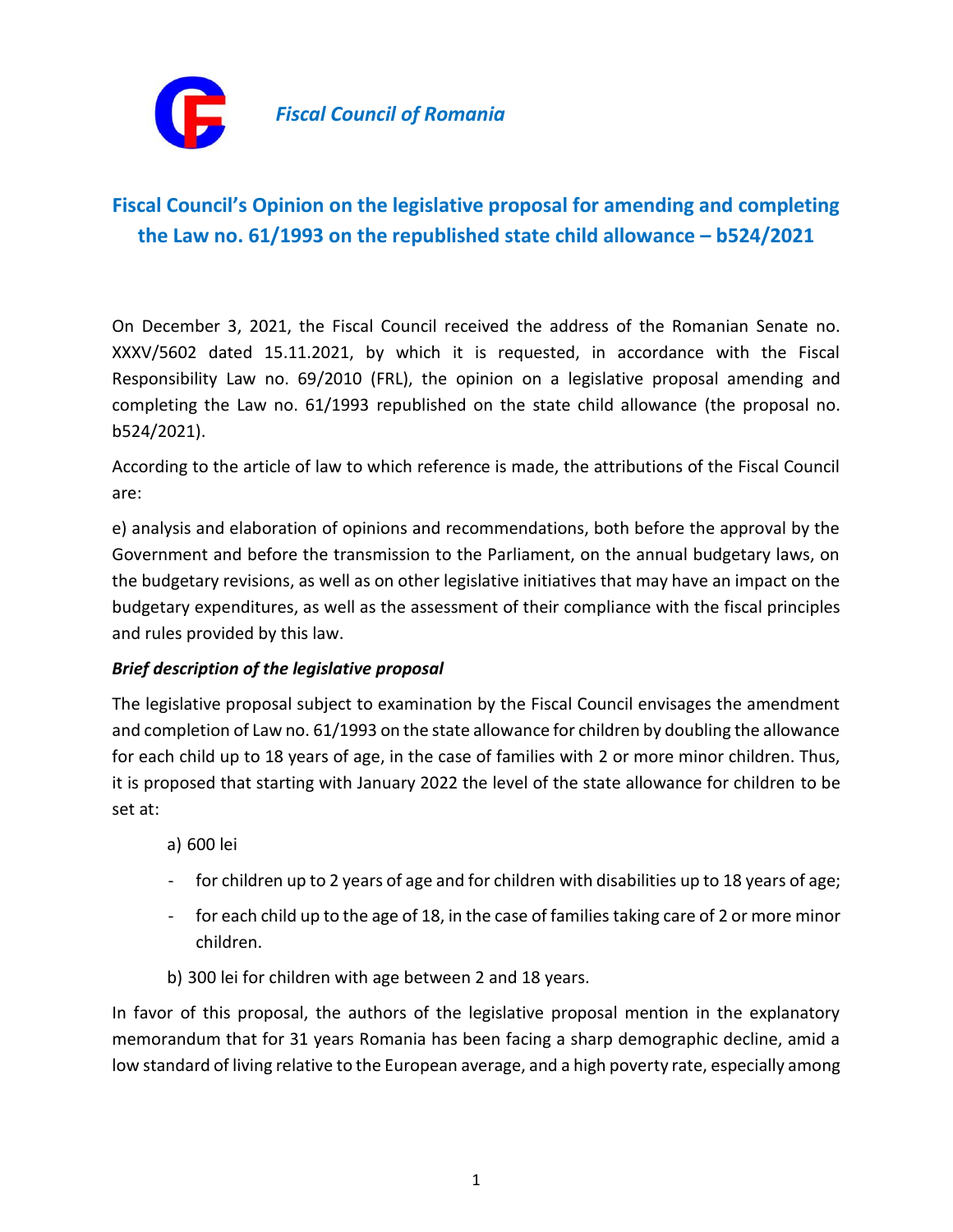*Fiscal Council of Romania*

# Fiscal Council's Opinion on the legislative proposal for amending and completing the Law no. 61/1993 on the republished state child allowance – b524/2021

On December 3, 2021, the Fiscal Council received the address of the Romanian Senate no. XXXV/5602 dated 15.11.2021, by which it is requested, in accordance with the Fiscal Responsibility Law no. 69/2010 (FRL), the opinion on a legislative proposal amending and completing the Law no. 61/1993 republished on the state child allowance (the proposal no. b524/2021).

According to the article of law to which reference is made, the attributions of the Fiscal Council are:

e) analysis and elaboration of opinions and recommendations, both before the approval by the Government and before the transmission to the Parliament, on the annual budgetary laws, on the budgetary revisions, as well as on other legislative initiatives that may have an impact on the budgetary expenditures, as well as the assessment of their compliance with the fiscal principles and rules provided by this law.

***Brief description of the legislative proposal***

The legislative proposal subject to examination by the Fiscal Council envisages the amendment and completion of Law no. 61/1993 on the state allowance for children by doubling the allowance for each child up to 18 years of age, in the case of families with 2 or more minor children. Thus, it is proposed that starting with January 2022 the level of the state allowance for children to be set at:

a) 600 lei

- for children up to 2 years of age and for children with disabilities up to 18 years of age;
- for each child up to the age of 18, in the case of families taking care of 2 or more minor children.

b) 300 lei for children with age between 2 and 18 years.

In favor of this proposal, the authors of the legislative proposal mention in the explanatory memorandum that for 31 years Romania has been facing a sharp demographic decline, amid a low standard of living relative to the European average, and a high poverty rate, especially among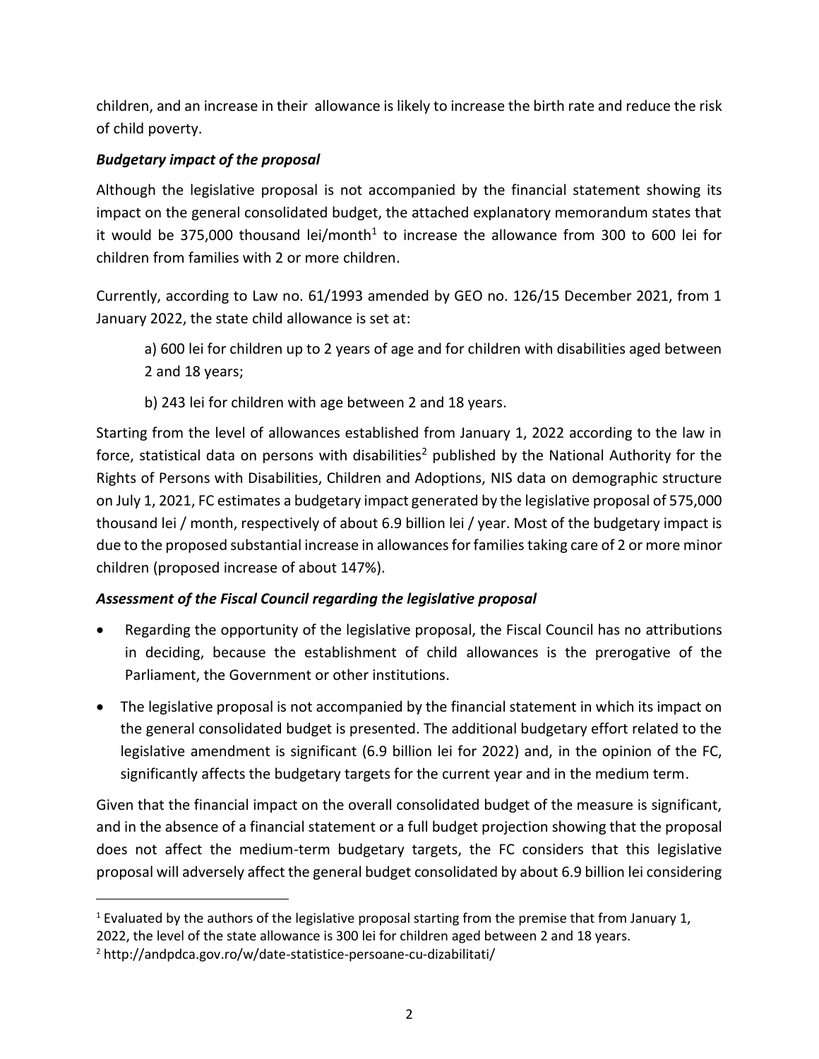children, and an increase in their allowance is likely to increase the birth rate and reduce the risk of child poverty.

***Budgetary impact of the proposal***

Although the legislative proposal is not accompanied by the financial statement showing its impact on the general consolidated budget, the attached explanatory memorandum states that it would be 375,000 thousand lei/month[1] to increase the allowance from 300 to 600 lei for children from families with 2 or more children.

Currently, according to Law no. 61/1993 amended by GEO no. 126/15 December 2021, from 1 January 2022, the state child allowance is set at:

> a) 600 lei for children up to 2 years of age and for children with disabilities aged between 2 and 18 years;
>
> b) 243 lei for children with age between 2 and 18 years.

Starting from the level of allowances established from January 1, 2022 according to the law in force, statistical data on persons with disabilities[2] published by the National Authority for the Rights of Persons with Disabilities, Children and Adoptions, NIS data on demographic structure on July 1, 2021, FC estimates a budgetary impact generated by the legislative proposal of 575,000 thousand lei / month, respectively of about 6.9 billion lei / year. Most of the budgetary impact is due to the proposed substantial increase in allowances for families taking care of 2 or more minor children (proposed increase of about 147%).

***Assessment of the Fiscal Council regarding the legislative proposal***

- Regarding the opportunity of the legislative proposal, the Fiscal Council has no attributions in deciding, because the establishment of child allowances is the prerogative of the Parliament, the Government or other institutions.
- The legislative proposal is not accompanied by the financial statement in which its impact on the general consolidated budget is presented. The additional budgetary effort related to the legislative amendment is significant (6.9 billion lei for 2022) and, in the opinion of the FC, significantly affects the budgetary targets for the current year and in the medium term.

Given that the financial impact on the overall consolidated budget of the measure is significant, and in the absence of a financial statement or a full budget projection showing that the proposal does not affect the medium-term budgetary targets, the FC considers that this legislative proposal will adversely affect the general budget consolidated by about 6.9 billion lei considering

---

[1] Evaluated by the authors of the legislative proposal starting from the premise that from January 1, 2022, the level of the state allowance is 300 lei for children aged between 2 and 18 years.

[2] http://andpdca.gov.ro/w/date-statistice-persoane-cu-dizabilitati/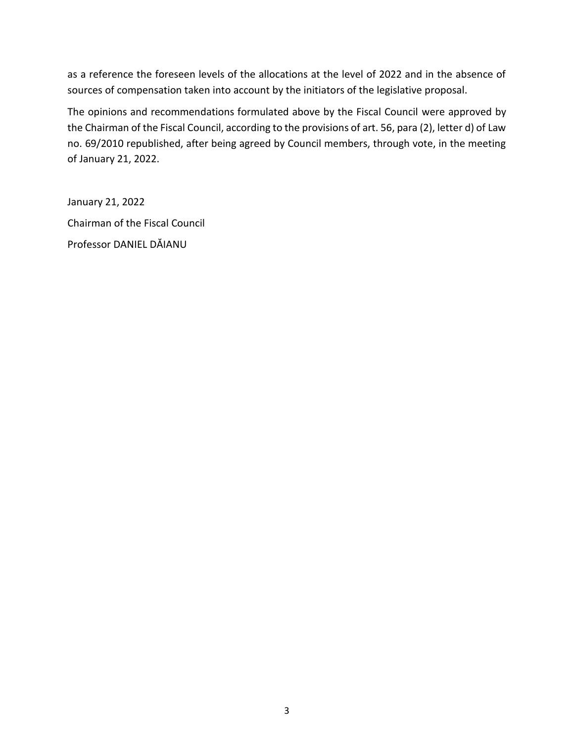as a reference the foreseen levels of the allocations at the level of 2022 and in the absence of sources of compensation taken into account by the initiators of the legislative proposal.

The opinions and recommendations formulated above by the Fiscal Council were approved by the Chairman of the Fiscal Council, according to the provisions of art. 56, para (2), letter d) of Law no. 69/2010 republished, after being agreed by Council members, through vote, in the meeting of January 21, 2022.

January 21, 2022

Chairman of the Fiscal Council

Professor DANIEL DĂIANU